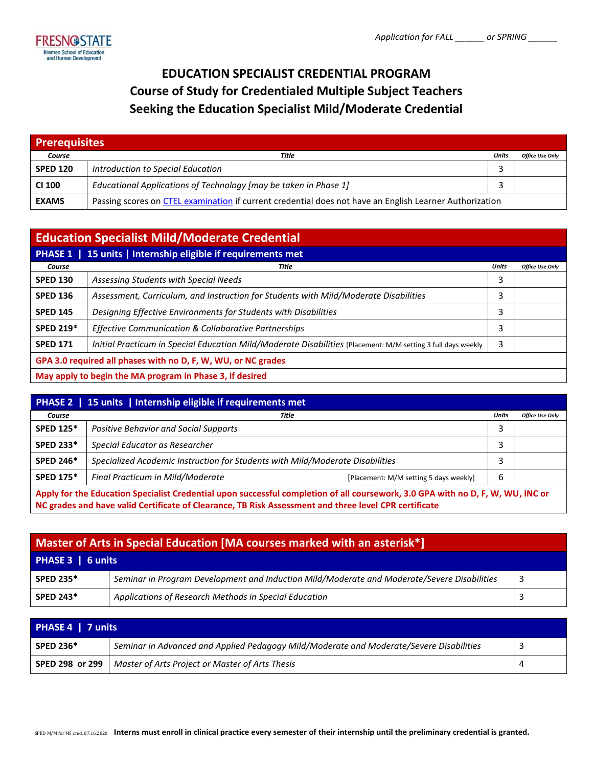FRESNO STATE
Kremen School of Education and Human Development

*Application for FALL ______ or SPRING ______*

# EDUCATION SPECIALIST CREDENTIAL PROGRAM
# Course of Study for Credentialed Multiple Subject Teachers
# Seeking the Education Specialist Mild/Moderate Credential

## Prerequisites

| Course | Title | Units | Office Use Only |
|---|---|---|---|
| **SPED 120** | *Introduction to Special Education* | 3 | |
| **CI 100** | *Educational Applications of Technology [may be taken in Phase 1]* | 3 | |
| **EXAMS** | Passing scores on CTEL examination if current credential does not have an English Learner Authorization | | |

## Education Specialist Mild/Moderate Credential

### PHASE 1 | 15 units | Internship eligible if requirements met

| Course | Title | Units | Office Use Only |
|---|---|---|---|
| **SPED 130** | *Assessing Students with Special Needs* | 3 | |
| **SPED 136** | *Assessment, Curriculum, and Instruction for Students with Mild/Moderate Disabilities* | 3 | |
| **SPED 145** | *Designing Effective Environments for Students with Disabilities* | 3 | |
| **SPED 219*** | *Effective Communication & Collaborative Partnerships* | 3 | |
| **SPED 171** | *Initial Practicum in Special Education Mild/Moderate Disabilities* [Placement: M/M setting 3 full days weekly | 3 | |

**GPA 3.0 required all phases with no D, F, W, WU, or NC grades**

**May apply to begin the MA program in Phase 3, if desired**

### PHASE 2 | 15 units | Internship eligible if requirements met

| Course | Title | Units | Office Use Only |
|---|---|---|---|
| **SPED 125*** | *Positive Behavior and Social Supports* | 3 | |
| **SPED 233*** | *Special Educator as Researcher* | 3 | |
| **SPED 246*** | *Specialized Academic Instruction for Students with Mild/Moderate Disabilities* | 3 | |
| **SPED 175*** | *Final Practicum in Mild/Moderate* [Placement: M/M setting 5 days weekly] | 6 | |

**Apply for the Education Specialist Credential upon successful completion of all coursework, 3.0 GPA with no D, F, W, WU, INC or NC grades and have valid Certificate of Clearance, TB Risk Assessment and three level CPR certificate**

## Master of Arts in Special Education [MA courses marked with an asterisk*]

### PHASE 3 | 6 units

| Course | Title | Units |
|---|---|---|
| **SPED 235*** | *Seminar in Program Development and Induction Mild/Moderate and Moderate/Severe Disabilities* | 3 |
| **SPED 243*** | *Applications of Research Methods in Special Education* | 3 |

### PHASE 4 | 7 units

| Course | Title | Units |
|---|---|---|
| **SPED 236*** | *Seminar in Advanced and Applied Pedagogy Mild/Moderate and Moderate/Severe Disabilities* | 3 |
| **SPED 298 or 299** | *Master of Arts Project or Master of Arts Thesis* | 4 |

SPED M/M for MS cred. 07.16.2020 **Interns must enroll in clinical practice every semester of their internship until the preliminary credential is granted.**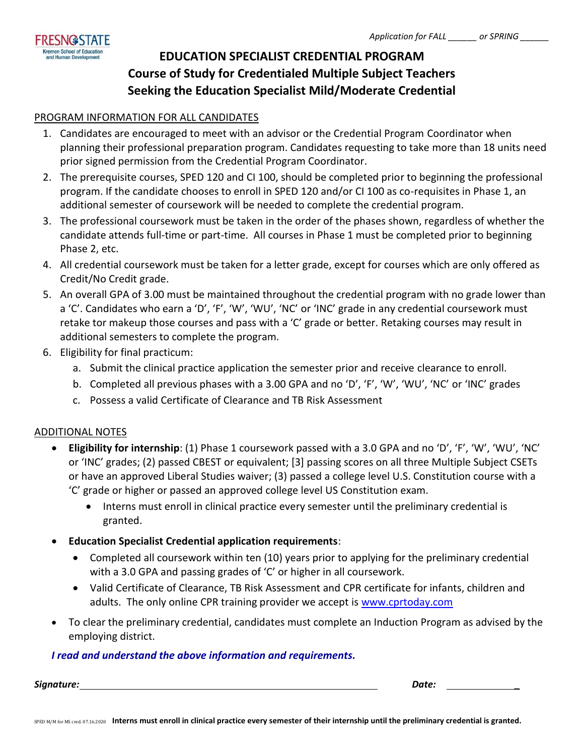FRESNO STATE
Kremen School of Education and Human Development

*Application for FALL ______ or SPRING ______*

# EDUCATION SPECIALIST CREDENTIAL PROGRAM
## Course of Study for Credentialed Multiple Subject Teachers
## Seeking the Education Specialist Mild/Moderate Credential

PROGRAM INFORMATION FOR ALL CANDIDATES

1. Candidates are encouraged to meet with an advisor or the Credential Program Coordinator when planning their professional preparation program. Candidates requesting to take more than 18 units need prior signed permission from the Credential Program Coordinator.
2. The prerequisite courses, SPED 120 and CI 100, should be completed prior to beginning the professional program. If the candidate chooses to enroll in SPED 120 and/or CI 100 as co-requisites in Phase 1, an additional semester of coursework will be needed to complete the credential program.
3. The professional coursework must be taken in the order of the phases shown, regardless of whether the candidate attends full-time or part-time. All courses in Phase 1 must be completed prior to beginning Phase 2, etc.
4. All credential coursework must be taken for a letter grade, except for courses which are only offered as Credit/No Credit grade.
5. An overall GPA of 3.00 must be maintained throughout the credential program with no grade lower than a 'C'. Candidates who earn a 'D', 'F', 'W', 'WU', 'NC' or 'INC' grade in any credential coursework must retake tor makeup those courses and pass with a 'C' grade or better. Retaking courses may result in additional semesters to complete the program.
6. Eligibility for final practicum:
   a. Submit the clinical practice application the semester prior and receive clearance to enroll.
   b. Completed all previous phases with a 3.00 GPA and no 'D', 'F', 'W', 'WU', 'NC' or 'INC' grades
   c. Possess a valid Certificate of Clearance and TB Risk Assessment

ADDITIONAL NOTES

- **Eligibility for internship**: (1) Phase 1 coursework passed with a 3.0 GPA and no 'D', 'F', 'W', 'WU', 'NC' or 'INC' grades; (2) passed CBEST or equivalent; [3] passing scores on all three Multiple Subject CSETs or have an approved Liberal Studies waiver; (3) passed a college level U.S. Constitution course with a 'C' grade or higher or passed an approved college level US Constitution exam.
  - Interns must enroll in clinical practice every semester until the preliminary credential is granted.
- **Education Specialist Credential application requirements**:
  - Completed all coursework within ten (10) years prior to applying for the preliminary credential with a 3.0 GPA and passing grades of 'C' or higher in all coursework.
  - Valid Certificate of Clearance, TB Risk Assessment and CPR certificate for infants, children and adults. The only online CPR training provider we accept is www.cprtoday.com
- To clear the preliminary credential, candidates must complete an Induction Program as advised by the employing district.

***I read and understand the above information and requirements.***

***Signature:*** ______________________________ ***Date:*** ______________

SPED M/M for MS cred. 07.16.2020 **Interns must enroll in clinical practice every semester of their internship until the preliminary credential is granted.**